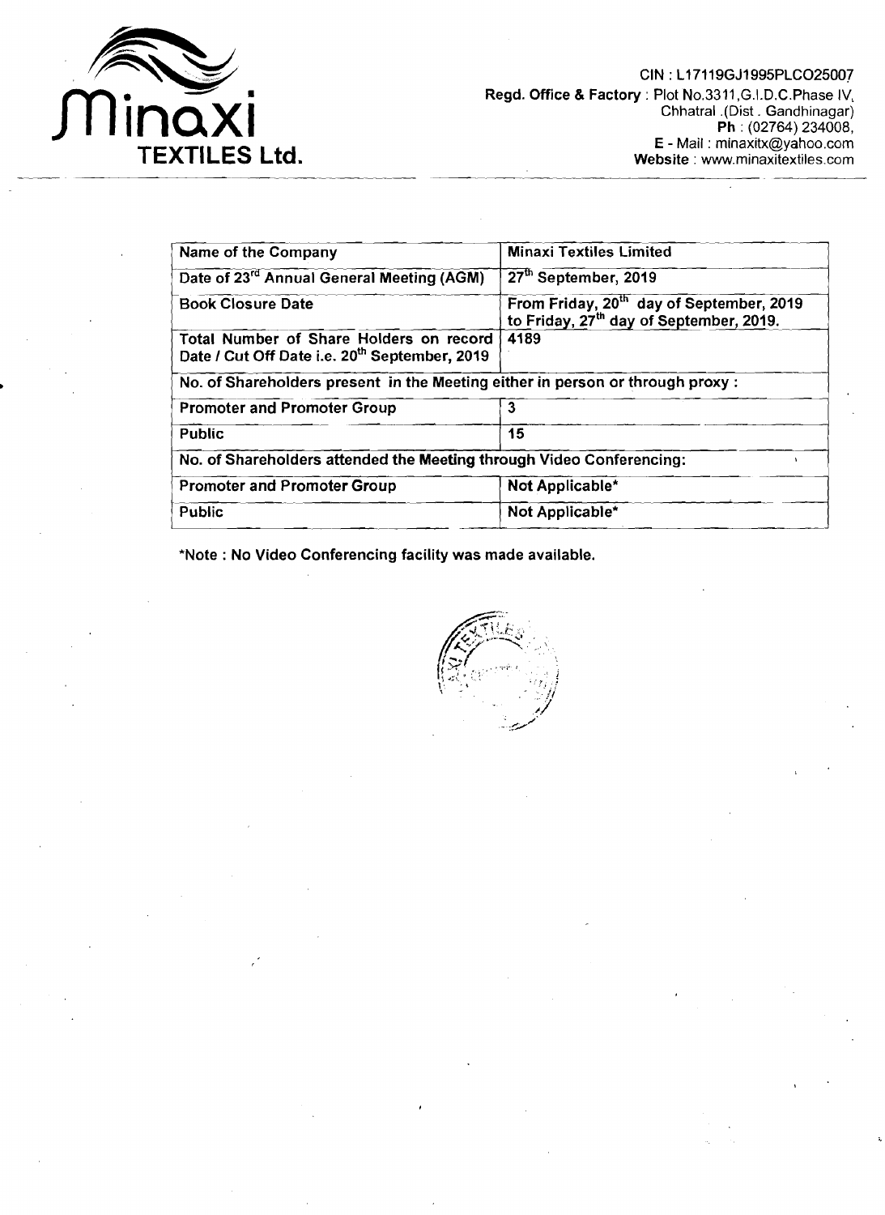**Minaxi TEXTILES Ltd.**

CIN : L17119GJ1995PLCO25007
**Regd. Office & Factory** : Plot No.3311,G.I.D.C.Phase IV, Chhatral .(Dist . Gandhinagar)
**Ph** : (02764) 234008,
**E** - Mail : minaxitx@yahoo.com
**Website** : www.minaxitextiles.com

| Name of the Company | Minaxi Textiles Limited |
|---|---|
| Date of 23rd Annual General Meeting (AGM) | 27th September, 2019 |
| Book Closure Date | From Friday, 20th day of September, 2019 to Friday, 27th day of September, 2019. |
| Total Number of Share Holders on record Date / Cut Off Date i.e. 20th September, 2019 | 4189 |
| No. of Shareholders present in the Meeting either in person or through proxy : | |
| Promoter and Promoter Group | 3 |
| Public | 15 |
| No. of Shareholders attended the Meeting through Video Conferencing: | |
| Promoter and Promoter Group | Not Applicable* |
| Public | Not Applicable* |

*Note : No Video Conferencing facility was made available.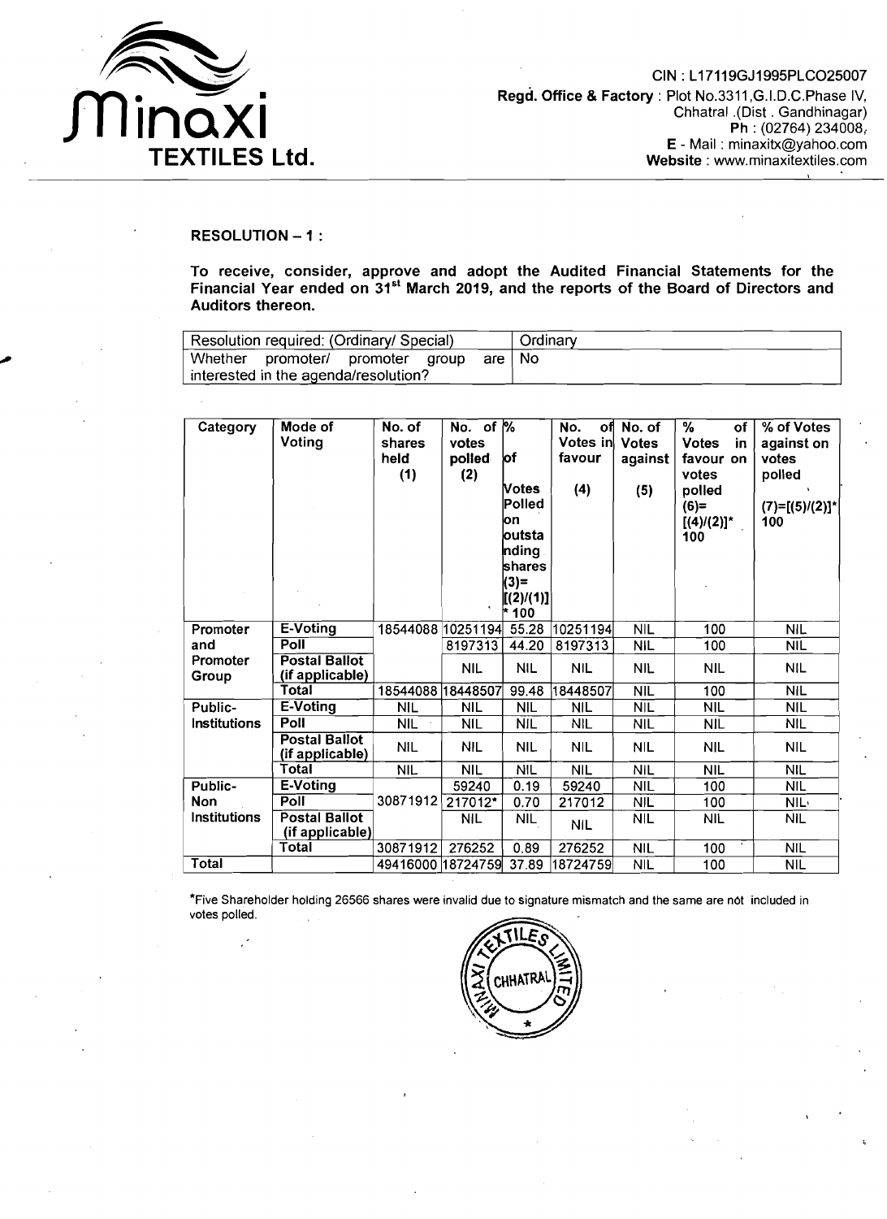Minaxi TEXTILES Ltd.

CIN : L17119GJ1995PLCO25007
Regd. Office & Factory : Plot No.3311,G.I.D.C.Phase IV, Chhatral .(Dist . Gandhinagar)
Ph : (02764) 234008,
E - Mail : minaxitx@yahoo.com
Website : www.minaxitextiles.com

**RESOLUTION – 1 :**

**To receive, consider, approve and adopt the Audited Financial Statements for the Financial Year ended on 31st March 2019, and the reports of the Board of Directors and Auditors thereon.**

| Resolution required: (Ordinary/ Special) | Ordinary |
|---|---|
| Whether promoter/ promoter group are interested in the agenda/resolution? | No |

| Category | Mode of Voting | No. of shares held (1) | No. of votes polled (2) | % of Votes Polled on outstanding shares (3)= [(2)/(1)] * 100 | No. of Votes in favour (4) | No. of Votes against (5) | % of Votes in favour on votes polled (6)= [(4)/(2)]* 100 | % of Votes against on votes polled (7)=[(5)/(2)]* 100 |
|---|---|---|---|---|---|---|---|---|
| Promoter and Promoter Group | E-Voting | 18544088 | 10251194 | 55.28 | 10251194 | NIL | 100 | NIL |
| | Poll | | 8197313 | 44.20 | 8197313 | NIL | 100 | NIL |
| | Postal Ballot (if applicable) | | NIL | NIL | NIL | NIL | NIL | NIL |
| | Total | 18544088 | 18448507 | 99.48 | 18448507 | NIL | 100 | NIL |
| Public-Institutions | E-Voting | NIL | NIL | NIL | NIL | NIL | NIL | NIL |
| | Poll | NIL | NIL | NIL | NIL | NIL | NIL | NIL |
| | Postal Ballot (if applicable) | NIL | NIL | NIL | NIL | NIL | NIL | NIL |
| | Total | NIL | NIL | NIL | NIL | NIL | NIL | NIL |
| Public-Non Institutions | E-Voting | 30871912 | 59240 | 0.19 | 59240 | NIL | 100 | NIL |
| | Poll | | 217012* | 0.70 | 217012 | NIL | 100 | NIL |
| | Postal Ballot (if applicable) | | NIL | NIL | NIL | NIL | NIL | NIL |
| | Total | 30871912 | 276252 | 0.89 | 276252 | NIL | 100 | NIL |
| Total | | 49416000 | 18724759 | 37.89 | 18724759 | NIL | 100 | NIL |

*Five Shareholder holding 26566 shares were invalid due to signature mismatch and the same are not included in votes polled.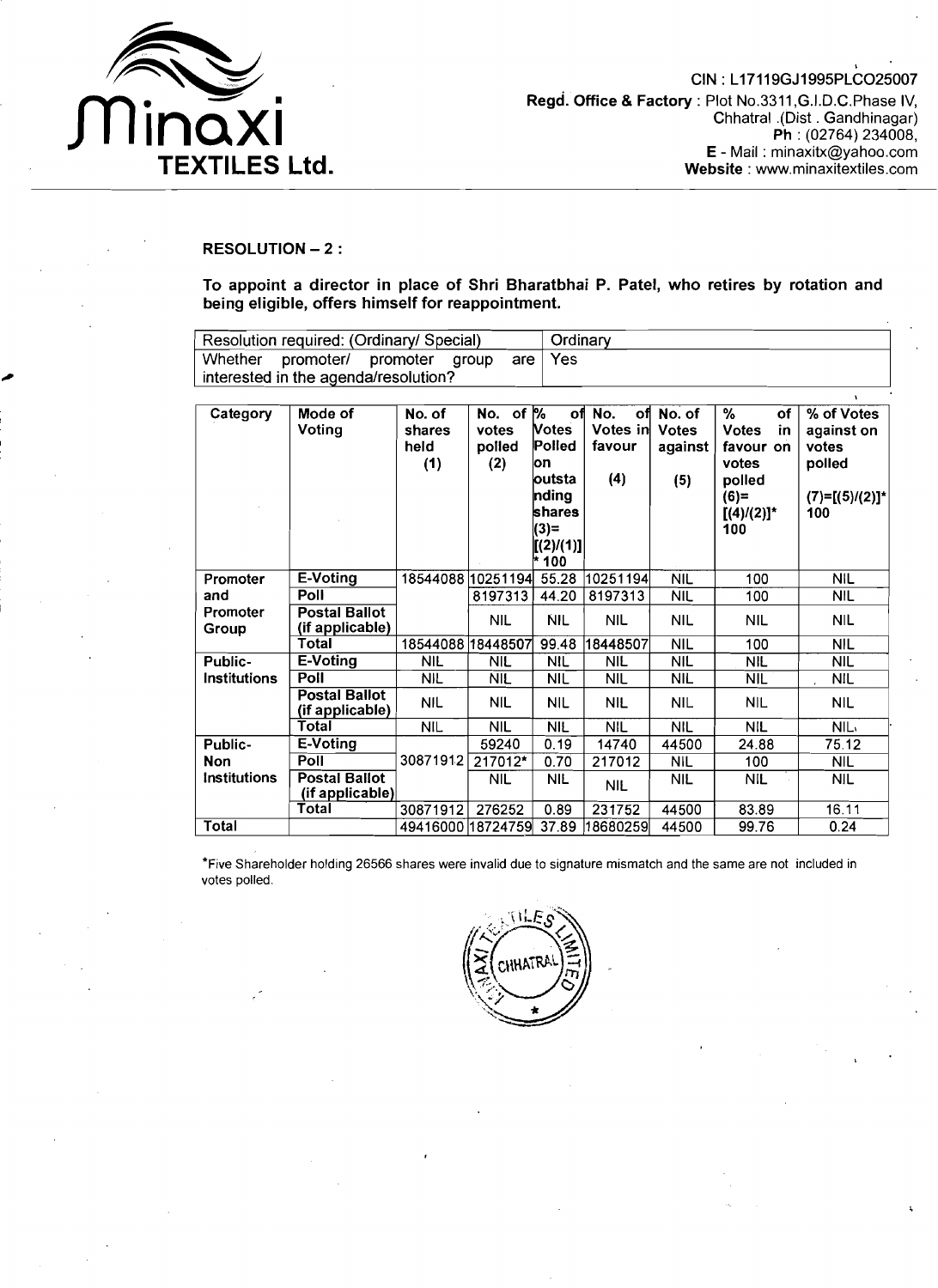CIN : L17119GJ1995PLCO25007
**Regd. Office & Factory** : Plot No.3311,G.I.D.C.Phase IV, Chhatral .(Dist . Gandhinagar)
**Ph** : (02764) 234008,
**E** - Mail : minaxitx@yahoo.com
**Website** : www.minaxitextiles.com

**RESOLUTION – 2 :**

**To appoint a director in place of Shri Bharatbhai P. Patel, who retires by rotation and being eligible, offers himself for reappointment.**

| Resolution required: (Ordinary/ Special) | Ordinary |
|---|---|
| Whether promoter/ promoter group are interested in the agenda/resolution? | Yes |

| Category | Mode of Voting | No. of shares held (1) | No. of votes polled (2) | % of Votes Polled on outstanding shares (3)=[(2)/(1)]* 100 | No. of Votes in favour (4) | No. of Votes against (5) | % of Votes in favour on votes polled (6)=[(4)/(2)]* 100 | % of Votes against on votes polled (7)=[(5)/(2)]* 100 |
|---|---|---|---|---|---|---|---|---|
| Promoter and Promoter Group | E-Voting | 18544088 | 10251194 | 55.28 | 10251194 | NIL | 100 | NIL |
| | Poll | | 8197313 | 44.20 | 8197313 | NIL | 100 | NIL |
| | Postal Ballot (if applicable) | | NIL | NIL | NIL | NIL | NIL | NIL |
| | Total | 18544088 | 18448507 | 99.48 | 18448507 | NIL | 100 | NIL |
| Public-Institutions | E-Voting | NIL | NIL | NIL | NIL | NIL | NIL | NIL |
| | Poll | NIL | NIL | NIL | NIL | NIL | NIL | NIL |
| | Postal Ballot (if applicable) | NIL | NIL | NIL | NIL | NIL | NIL | NIL |
| | Total | NIL | NIL | NIL | NIL | NIL | NIL | NIL |
| Public-Non Institutions | E-Voting | 30871912 | 59240 | 0.19 | 14740 | 44500 | 24.88 | 75.12 |
| | Poll | | 217012* | 0.70 | 217012 | NIL | 100 | NIL |
| | Postal Ballot (if applicable) | | NIL | NIL | NIL | NIL | NIL | NIL |
| | Total | 30871912 | 276252 | 0.89 | 231752 | 44500 | 83.89 | 16.11 |
| Total | | 49416000 | 18724759 | 37.89 | 18680259 | 44500 | 99.76 | 0.24 |

*Five Shareholder holding 26566 shares were invalid due to signature mismatch and the same are not included in votes polled.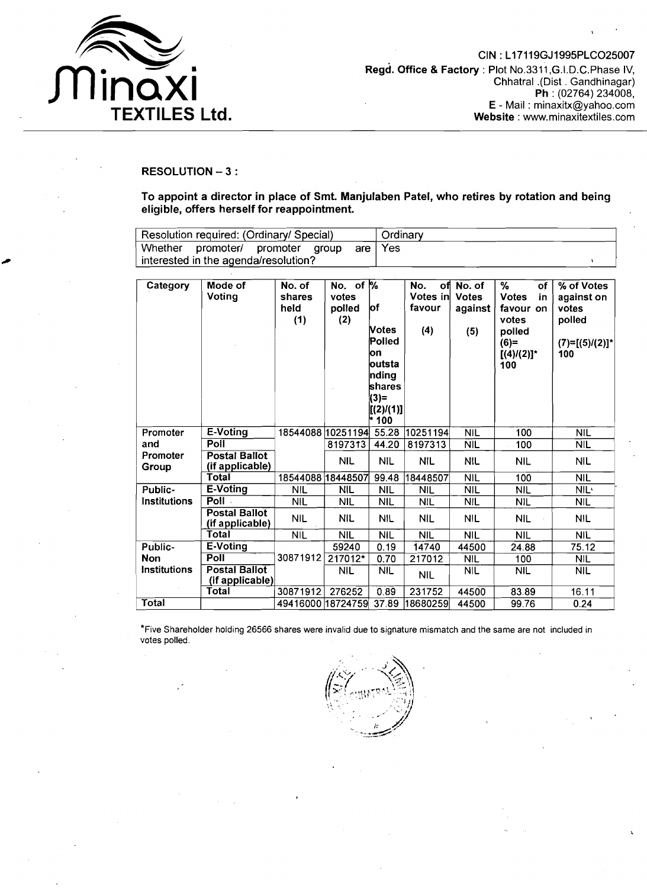**Minaxi TEXTILES Ltd.**

CIN : L17119GJ1995PLCO25007
**Regd. Office & Factory** : Plot No.3311,G.I.D.C.Phase IV, Chhatral .(Dist . Gandhinagar)
**Ph** : (02764) 234008,
**E** - Mail : minaxitx@yahoo.com
**Website** : www.minaxitextiles.com

**RESOLUTION – 3 :**

**To appoint a director in place of Smt. Manjulaben Patel, who retires by rotation and being eligible, offers herself for reappointment.**

| | |
|---|---|
| Resolution required: (Ordinary/ Special) | Ordinary |
| Whether promoter/ promoter group are interested in the agenda/resolution? | Yes |

| Category | Mode of Voting | No. of shares held (1) | No. of votes polled (2) | % of Votes Polled on outstanding shares (3)=[(2)/(1)]* 100 | No. of Votes in favour (4) | No. of Votes against (5) | % of Votes in favour on votes polled (6)=[(4)/(2)]* 100 | % of Votes against on votes polled (7)=[(5)/(2)]* 100 |
|---|---|---|---|---|---|---|---|---|
| Promoter and Promoter Group | E-Voting | 18544088 | 10251194 | 55.28 | 10251194 | NIL | 100 | NIL |
| | Poll | | 8197313 | 44.20 | 8197313 | NIL | 100 | NIL |
| | Postal Ballot (if applicable) | | NIL | NIL | NIL | NIL | NIL | NIL |
| | Total | 18544088 | 18448507 | 99.48 | 18448507 | NIL | 100 | NIL |
| Public-Institutions | E-Voting | NIL | NIL | NIL | NIL | NIL | NIL | NIL |
| | Poll | NIL | NIL | NIL | NIL | NIL | NIL | NIL |
| | Postal Ballot (if applicable) | NIL | NIL | NIL | NIL | NIL | NIL | NIL |
| | Total | NIL | NIL | NIL | NIL | NIL | NIL | NIL |
| Public-Non Institutions | E-Voting | 30871912 | 59240 | 0.19 | 14740 | 44500 | 24.88 | 75.12 |
| | Poll | | 217012* | 0.70 | 217012 | NIL | 100 | NIL |
| | Postal Ballot (if applicable) | | NIL | NIL | NIL | NIL | NIL | NIL |
| | Total | 30871912 | 276252 | 0.89 | 231752 | 44500 | 83.89 | 16.11 |
| Total | | 49416000 | 18724759 | 37.89 | 18680259 | 44500 | 99.76 | 0.24 |

*Five Shareholder holding 26566 shares were invalid due to signature mismatch and the same are not included in votes polled.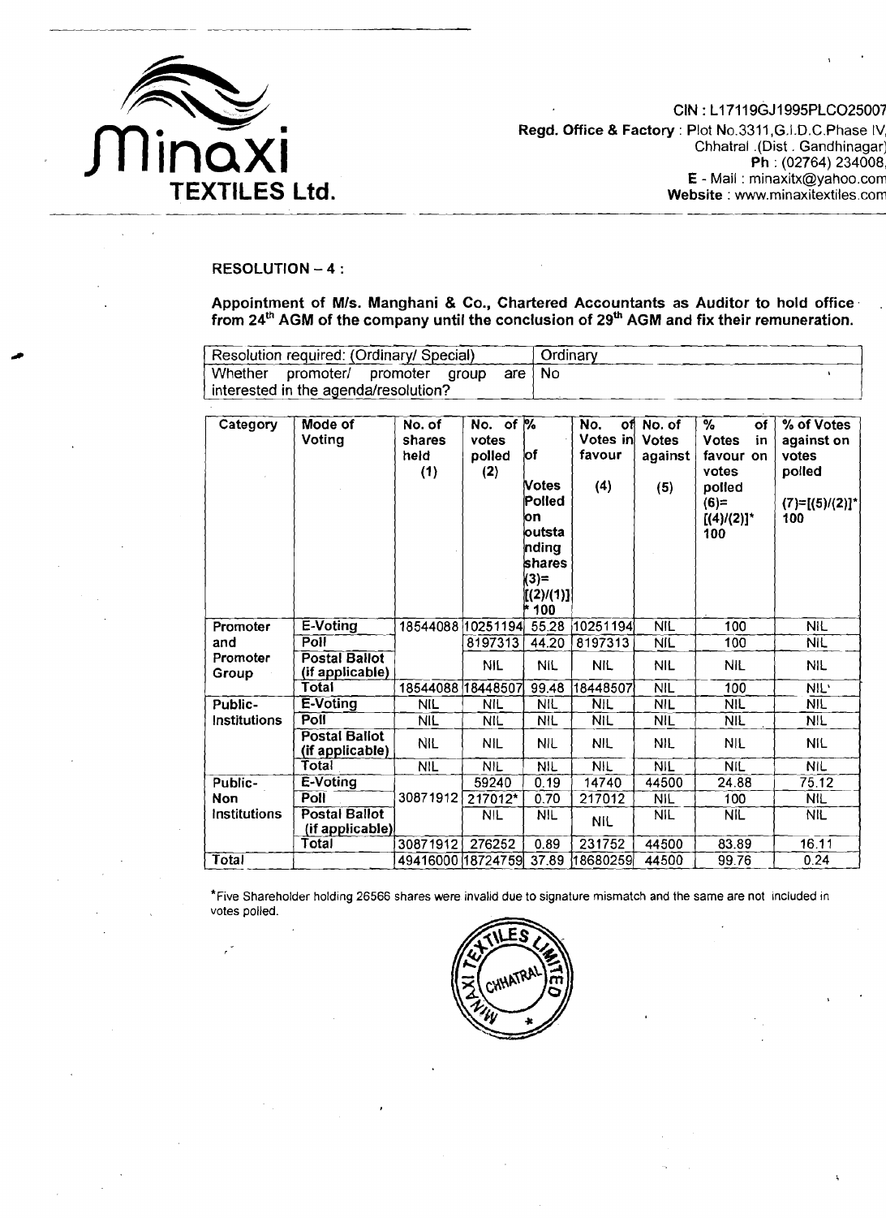**Minaxi TEXTILES Ltd.**

CIN : L17119GJ1995PLCO25007
**Regd. Office & Factory** : Plot No.3311,G.I.D.C.Phase IV, Chhatral .(Dist . Gandhinagar)
**Ph** : (02764) 234008,
**E** - Mail : minaxitx@yahoo.com
**Website** : www.minaxitextiles.com

**RESOLUTION – 4 :**

**Appointment of M/s. Manghani & Co., Chartered Accountants as Auditor to hold office from 24th AGM of the company until the conclusion of 29th AGM and fix their remuneration.**

| Resolution required: (Ordinary/ Special) | Ordinary |
|---|---|
| Whether promoter/ promoter group are interested in the agenda/resolution? | No |

| Category | Mode of Voting | No. of shares held (1) | No. of votes polled (2) | % of Votes Polled on outstanding shares (3)=[(2)/(1)]* 100 | No. of Votes in favour (4) | No. of Votes against (5) | % of Votes in favour on votes polled (6)=[(4)/(2)]* 100 | % of Votes against on votes polled (7)=[(5)/(2)]* 100 |
|---|---|---|---|---|---|---|---|---|
| Promoter and Promoter Group | E-Voting | 18544088 | 10251194 | 55.28 | 10251194 | NIL | 100 | NIL |
| | Poll | | 8197313 | 44.20 | 8197313 | NIL | 100 | NIL |
| | Postal Ballot (if applicable) | | NIL | NIL | NIL | NIL | NIL | NIL |
| | Total | 18544088 | 18448507 | 99.48 | 18448507 | NIL | 100 | NIL |
| Public-Institutions | E-Voting | NIL | NIL | NIL | NIL | NIL | NIL | NIL |
| | Poll | NIL | NIL | NIL | NIL | NIL | NIL | NIL |
| | Postal Ballot (if applicable) | NIL | NIL | NIL | NIL | NIL | NIL | NIL |
| | Total | NIL | NIL | NIL | NIL | NIL | NIL | NIL |
| Public-Non Institutions | E-Voting | 30871912 | 59240 | 0.19 | 14740 | 44500 | 24.88 | 75.12 |
| | Poll | | 217012* | 0.70 | 217012 | NIL | 100 | NIL |
| | Postal Ballot (if applicable) | | NIL | NIL | NIL | NIL | NIL | NIL |
| | Total | 30871912 | 276252 | 0.89 | 231752 | 44500 | 83.89 | 16.11 |
| Total | | 49416000 | 18724759 | 37.89 | 18680259 | 44500 | 99.76 | 0.24 |

*Five Shareholder holding 26566 shares were invalid due to signature mismatch and the same are not included in votes polled.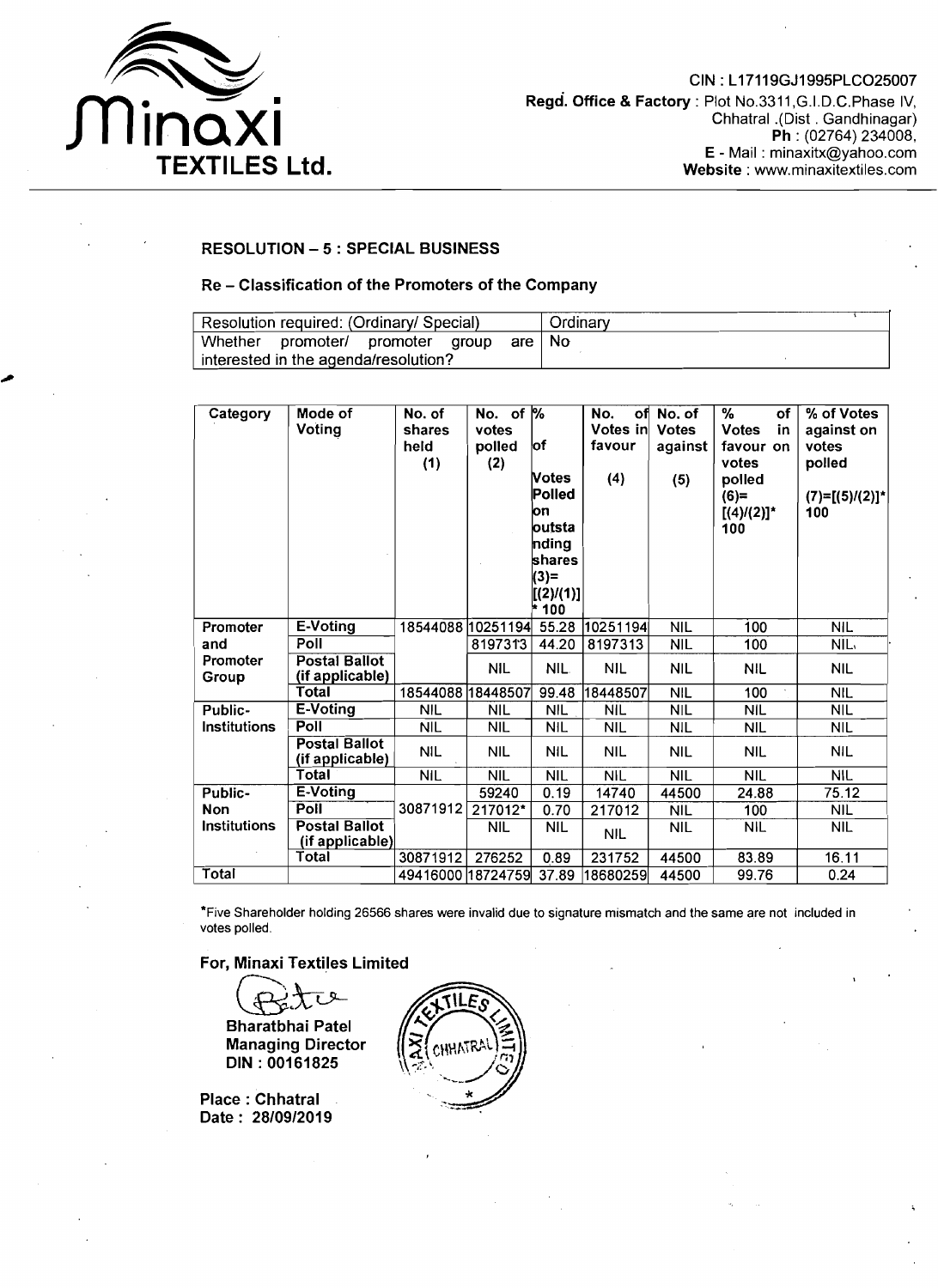**Minaxi TEXTILES Ltd.**

CIN : L17119GJ1995PLC025007
**Regd. Office & Factory** : Plot No.3311,G.I.D.C.Phase IV, Chhatral .(Dist . Gandhinagar)
**Ph** : (02764) 234008,
**E** - Mail : minaxitx@yahoo.com
**Website** : www.minaxitextiles.com

## RESOLUTION – 5 : SPECIAL BUSINESS

### Re – Classification of the Promoters of the Company

| | |
|---|---|
| Resolution required: (Ordinary/ Special) | Ordinary |
| Whether promoter/ promoter group are interested in the agenda/resolution? | No |

| Category | Mode of Voting | No. of shares held (1) | No. of votes polled (2) | % of Votes Polled on outstanding shares (3)=[(2)/(1)]* 100 | No. of Votes in favour (4) | No. of Votes against (5) | % of Votes in favour on votes polled (6)=[(4)/(2)]* 100 | % of Votes against on votes polled (7)=[(5)/(2)]* 100 |
|---|---|---|---|---|---|---|---|---|
| Promoter and Promoter Group | E-Voting | 18544088 | 10251194 | 55.28 | 10251194 | NIL | 100 | NIL |
| | Poll | | 8197313 | 44.20 | 8197313 | NIL | 100 | NIL |
| | Postal Ballot (if applicable) | | NIL | NIL | NIL | NIL | NIL | NIL |
| | Total | 18544088 | 18448507 | 99.48 | 18448507 | NIL | 100 | NIL |
| Public-Institutions | E-Voting | NIL | NIL | NIL | NIL | NIL | NIL | NIL |
| | Poll | NIL | NIL | NIL | NIL | NIL | NIL | NIL |
| | Postal Ballot (if applicable) | NIL | NIL | NIL | NIL | NIL | NIL | NIL |
| | Total | NIL | NIL | NIL | NIL | NIL | NIL | NIL |
| Public-Non Institutions | E-Voting | 30871912 | 59240 | 0.19 | 14740 | 44500 | 24.88 | 75.12 |
| | Poll | | 217012* | 0.70 | 217012 | NIL | 100 | NIL |
| | Postal Ballot (if applicable) | | NIL | NIL | NIL | NIL | NIL | NIL |
| | Total | 30871912 | 276252 | 0.89 | 231752 | 44500 | 83.89 | 16.11 |
| Total | | 49416000 | 18724759 | 37.89 | 18680259 | 44500 | 99.76 | 0.24 |

*Five Shareholder holding 26566 shares were invalid due to signature mismatch and the same are not included in votes polled.

**For, Minaxi Textiles Limited**

**Bharatbhai Patel**
**Managing Director**
**DIN : 00161825**

**Place : Chhatral**
**Date : 28/09/2019**